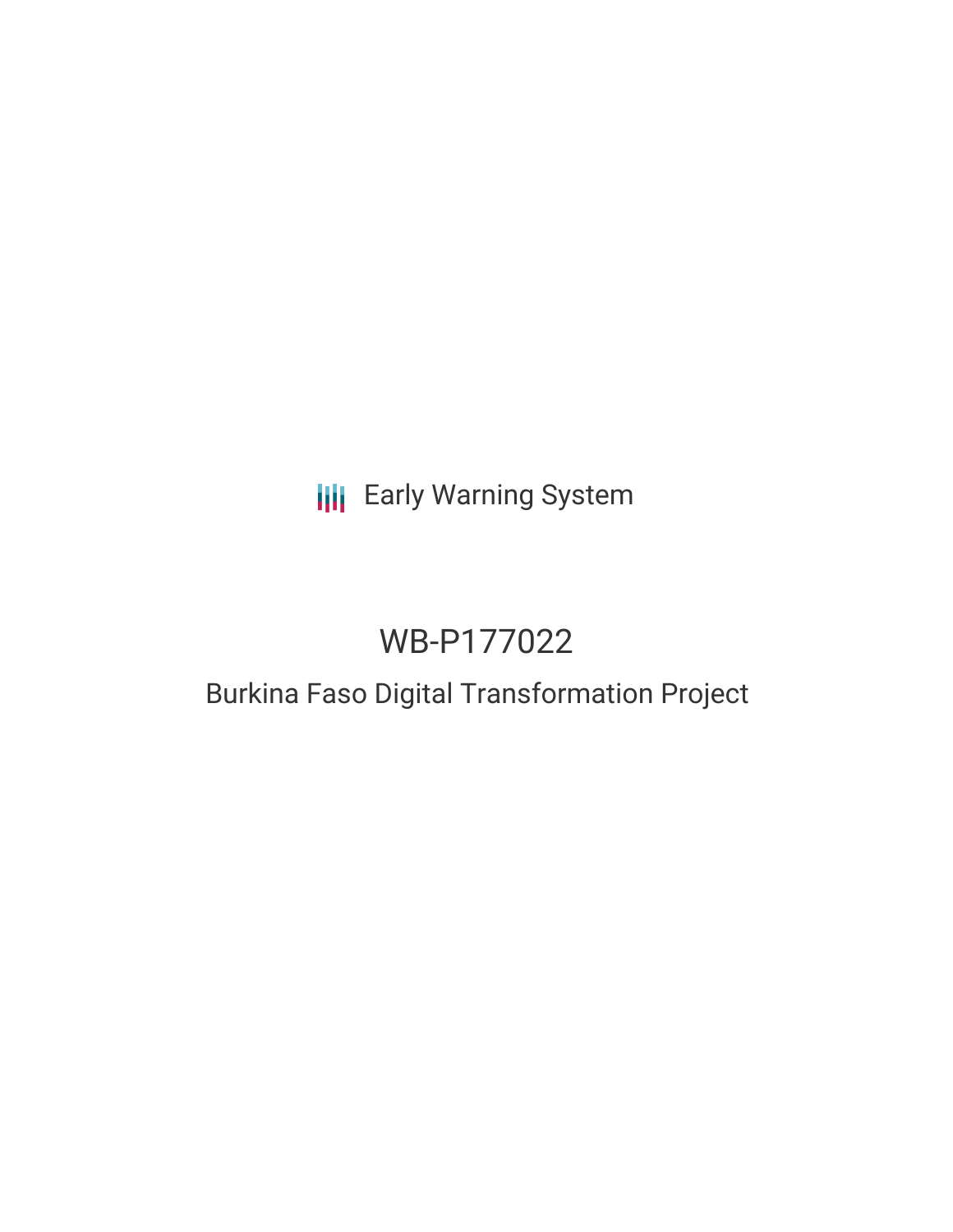Early Warning System

# WB-P177022

## Burkina Faso Digital Transformation Project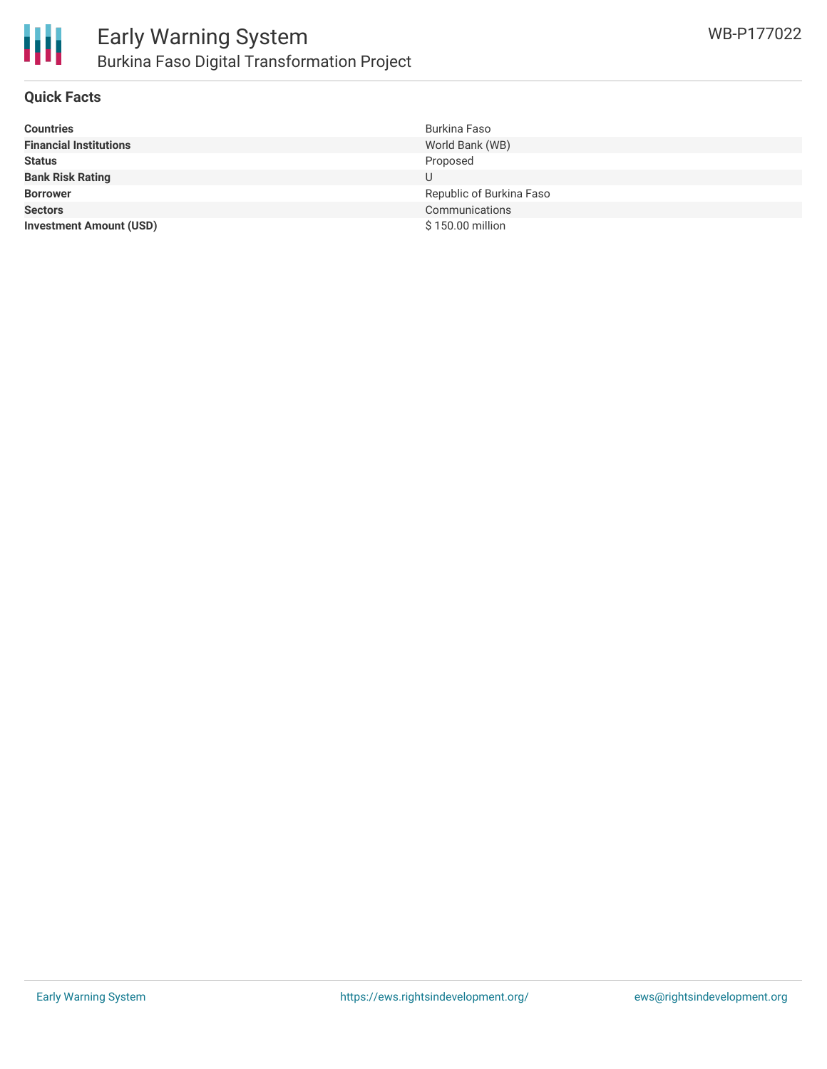## Quick Facts

| | |
|---|---|
| **Countries** | Burkina Faso |
| **Financial Institutions** | World Bank (WB) |
| **Status** | Proposed |
| **Bank Risk Rating** | U |
| **Borrower** | Republic of Burkina Faso |
| **Sectors** | Communications |
| **Investment Amount (USD)** | $ 150.00 million |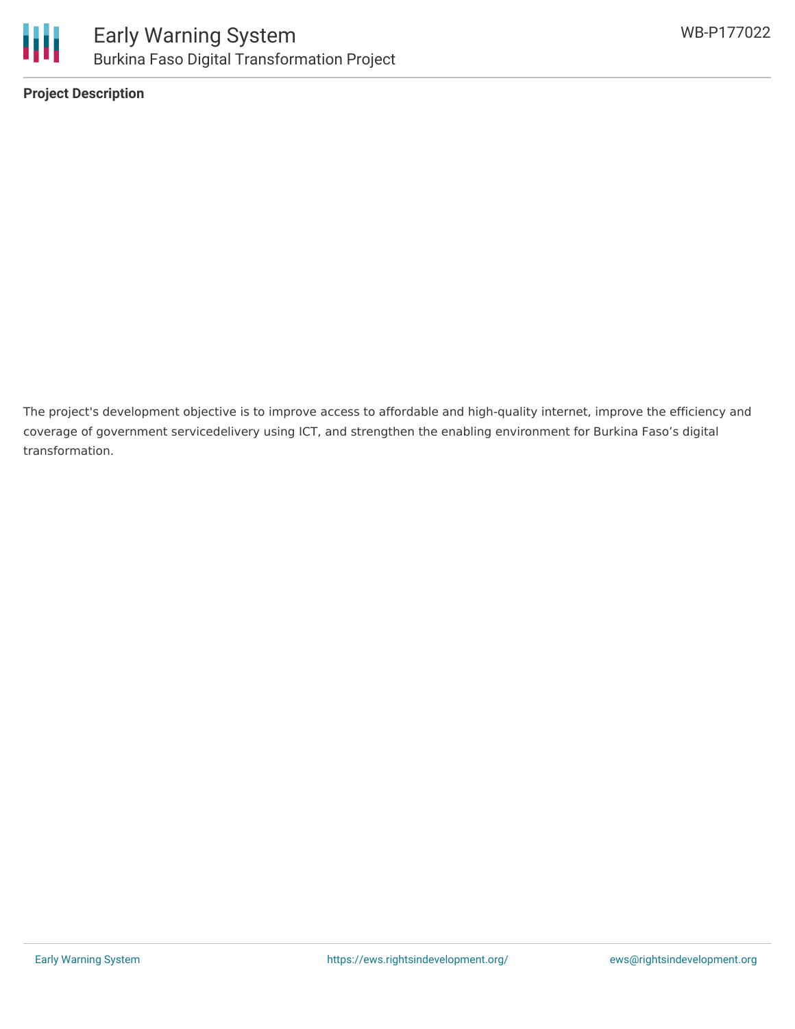**Project Description**

The project's development objective is to improve access to affordable and high-quality internet, improve the efficiency and coverage of government servicedelivery using ICT, and strengthen the enabling environment for Burkina Faso’s digital transformation.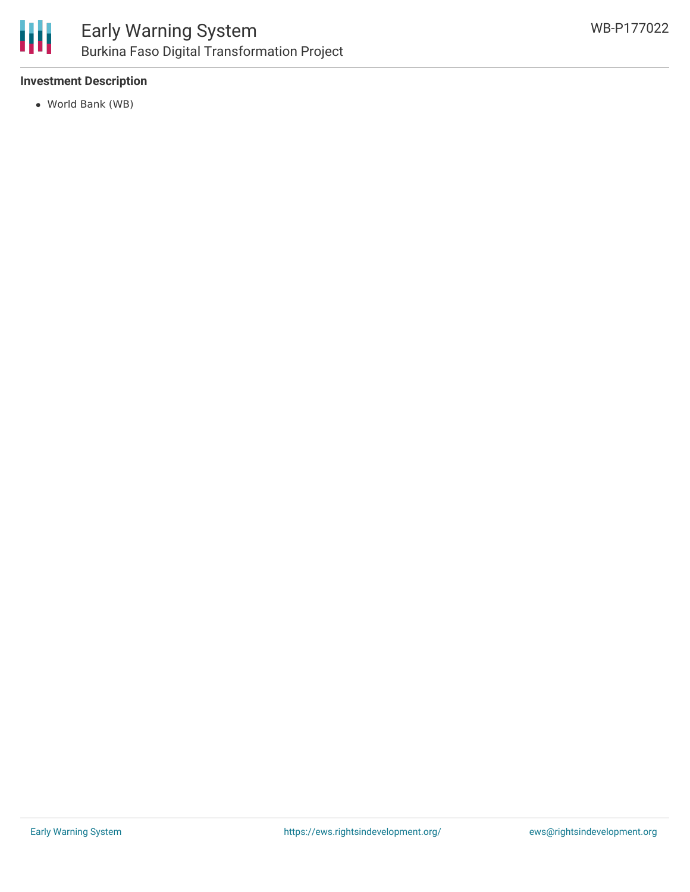**Investment Description**

- World Bank (WB)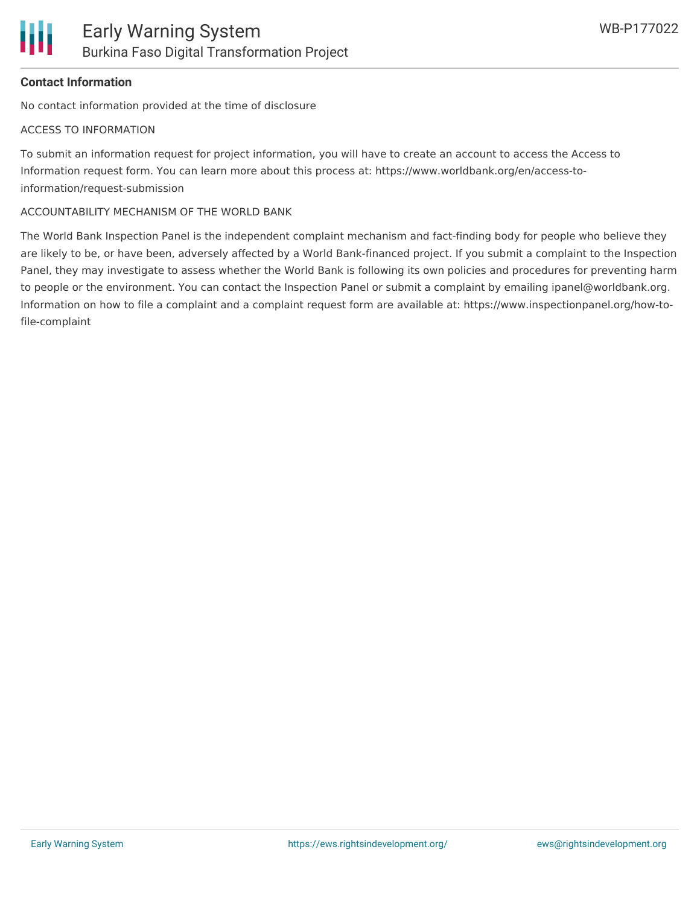**Contact Information**

No contact information provided at the time of disclosure

ACCESS TO INFORMATION

To submit an information request for project information, you will have to create an account to access the Access to Information request form. You can learn more about this process at: https://www.worldbank.org/en/access-to-information/request-submission

ACCOUNTABILITY MECHANISM OF THE WORLD BANK

The World Bank Inspection Panel is the independent complaint mechanism and fact-finding body for people who believe they are likely to be, or have been, adversely affected by a World Bank-financed project. If you submit a complaint to the Inspection Panel, they may investigate to assess whether the World Bank is following its own policies and procedures for preventing harm to people or the environment. You can contact the Inspection Panel or submit a complaint by emailing ipanel@worldbank.org. Information on how to file a complaint and a complaint request form are available at: https://www.inspectionpanel.org/how-to-file-complaint